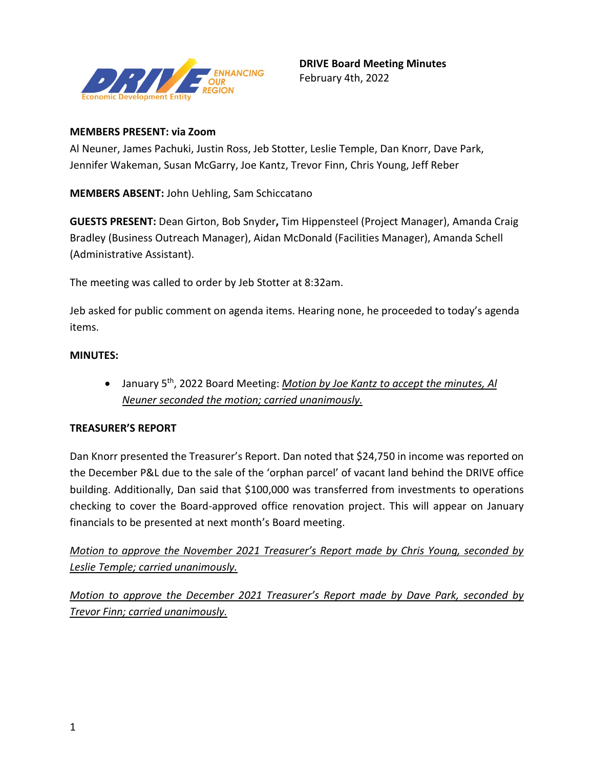**DRIVE Board Meeting Minutes**
February 4th, 2022

**MEMBERS PRESENT: via Zoom**
Al Neuner, James Pachuki, Justin Ross, Jeb Stotter, Leslie Temple, Dan Knorr, Dave Park, Jennifer Wakeman, Susan McGarry, Joe Kantz, Trevor Finn, Chris Young, Jeff Reber

**MEMBERS ABSENT:** John Uehling, Sam Schiccatano

**GUESTS PRESENT:** Dean Girton, Bob Snyder**,** Tim Hippensteel (Project Manager), Amanda Craig Bradley (Business Outreach Manager), Aidan McDonald (Facilities Manager), Amanda Schell (Administrative Assistant).

The meeting was called to order by Jeb Stotter at 8:32am.

Jeb asked for public comment on agenda items. Hearing none, he proceeded to today's agenda items.

**MINUTES:**

- January 5th, 2022 Board Meeting: *Motion by Joe Kantz to accept the minutes, Al Neuner seconded the motion; carried unanimously.*

**TREASURER'S REPORT**

Dan Knorr presented the Treasurer's Report. Dan noted that $24,750 in income was reported on the December P&L due to the sale of the 'orphan parcel' of vacant land behind the DRIVE office building. Additionally, Dan said that $100,000 was transferred from investments to operations checking to cover the Board-approved office renovation project. This will appear on January financials to be presented at next month's Board meeting.

*Motion to approve the November 2021 Treasurer's Report made by Chris Young, seconded by Leslie Temple; carried unanimously.*

*Motion to approve the December 2021 Treasurer's Report made by Dave Park, seconded by Trevor Finn; carried unanimously.*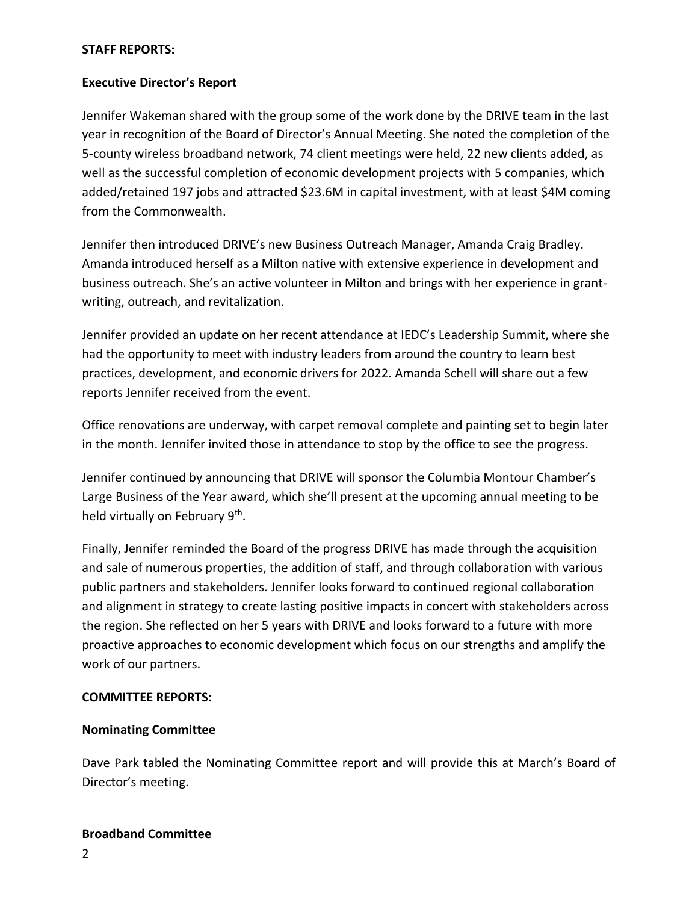**STAFF REPORTS:**

**Executive Director's Report**

Jennifer Wakeman shared with the group some of the work done by the DRIVE team in the last year in recognition of the Board of Director's Annual Meeting. She noted the completion of the 5-county wireless broadband network, 74 client meetings were held, 22 new clients added, as well as the successful completion of economic development projects with 5 companies, which added/retained 197 jobs and attracted $23.6M in capital investment, with at least $4M coming from the Commonwealth.

Jennifer then introduced DRIVE's new Business Outreach Manager, Amanda Craig Bradley. Amanda introduced herself as a Milton native with extensive experience in development and business outreach. She's an active volunteer in Milton and brings with her experience in grant-writing, outreach, and revitalization.

Jennifer provided an update on her recent attendance at IEDC's Leadership Summit, where she had the opportunity to meet with industry leaders from around the country to learn best practices, development, and economic drivers for 2022. Amanda Schell will share out a few reports Jennifer received from the event.

Office renovations are underway, with carpet removal complete and painting set to begin later in the month. Jennifer invited those in attendance to stop by the office to see the progress.

Jennifer continued by announcing that DRIVE will sponsor the Columbia Montour Chamber's Large Business of the Year award, which she'll present at the upcoming annual meeting to be held virtually on February 9th.

Finally, Jennifer reminded the Board of the progress DRIVE has made through the acquisition and sale of numerous properties, the addition of staff, and through collaboration with various public partners and stakeholders. Jennifer looks forward to continued regional collaboration and alignment in strategy to create lasting positive impacts in concert with stakeholders across the region. She reflected on her 5 years with DRIVE and looks forward to a future with more proactive approaches to economic development which focus on our strengths and amplify the work of our partners.

**COMMITTEE REPORTS:**

**Nominating Committee**

Dave Park tabled the Nominating Committee report and will provide this at March's Board of Director's meeting.

**Broadband Committee**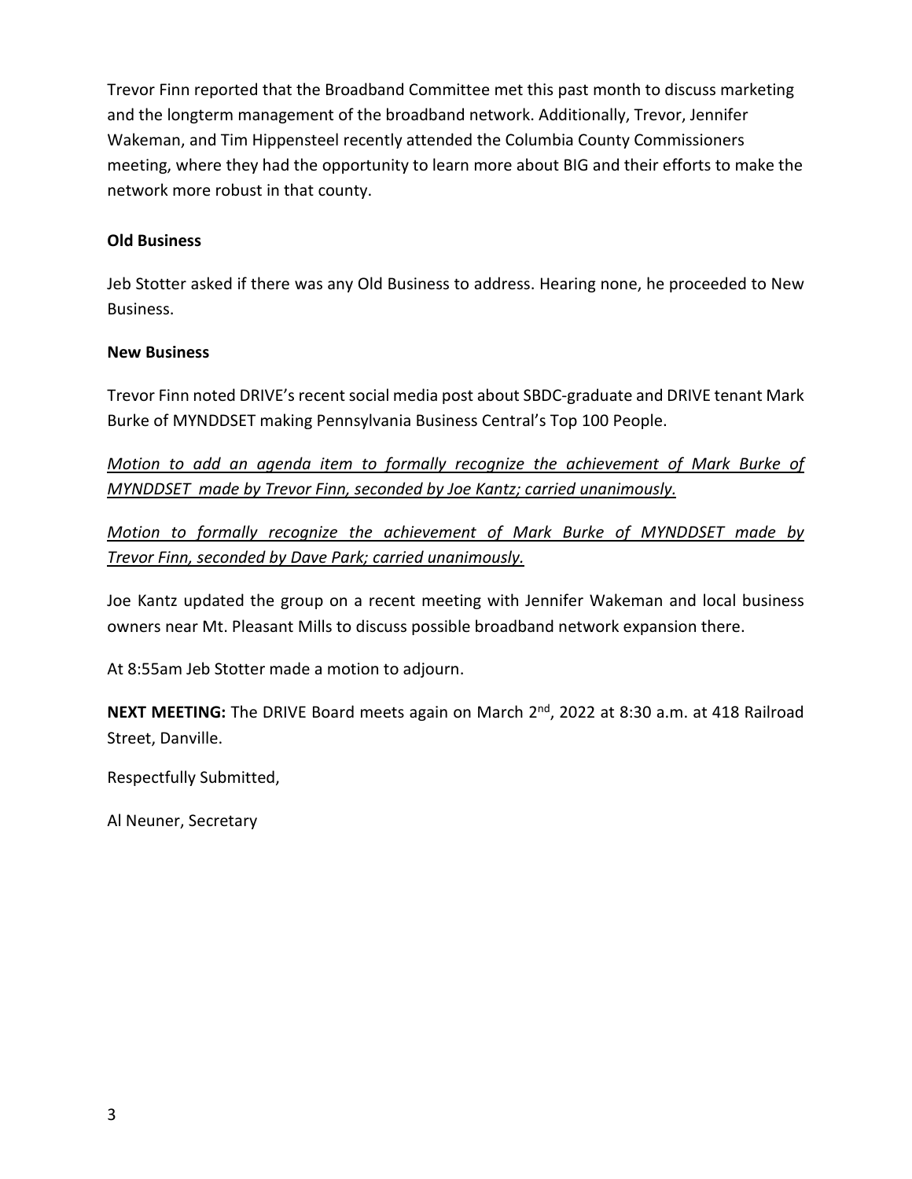Trevor Finn reported that the Broadband Committee met this past month to discuss marketing and the longterm management of the broadband network. Additionally, Trevor, Jennifer Wakeman, and Tim Hippensteel recently attended the Columbia County Commissioners meeting, where they had the opportunity to learn more about BIG and their efforts to make the network more robust in that county.

**Old Business**

Jeb Stotter asked if there was any Old Business to address. Hearing none, he proceeded to New Business.

**New Business**

Trevor Finn noted DRIVE's recent social media post about SBDC-graduate and DRIVE tenant Mark Burke of MYNDDSET making Pennsylvania Business Central's Top 100 People.

*Motion to add an agenda item to formally recognize the achievement of Mark Burke of MYNDDSET made by Trevor Finn, seconded by Joe Kantz; carried unanimously.*

*Motion to formally recognize the achievement of Mark Burke of MYNDDSET made by Trevor Finn, seconded by Dave Park; carried unanimously.*

Joe Kantz updated the group on a recent meeting with Jennifer Wakeman and local business owners near Mt. Pleasant Mills to discuss possible broadband network expansion there.

At 8:55am Jeb Stotter made a motion to adjourn.

**NEXT MEETING:** The DRIVE Board meets again on March 2nd, 2022 at 8:30 a.m. at 418 Railroad Street, Danville.

Respectfully Submitted,

Al Neuner, Secretary